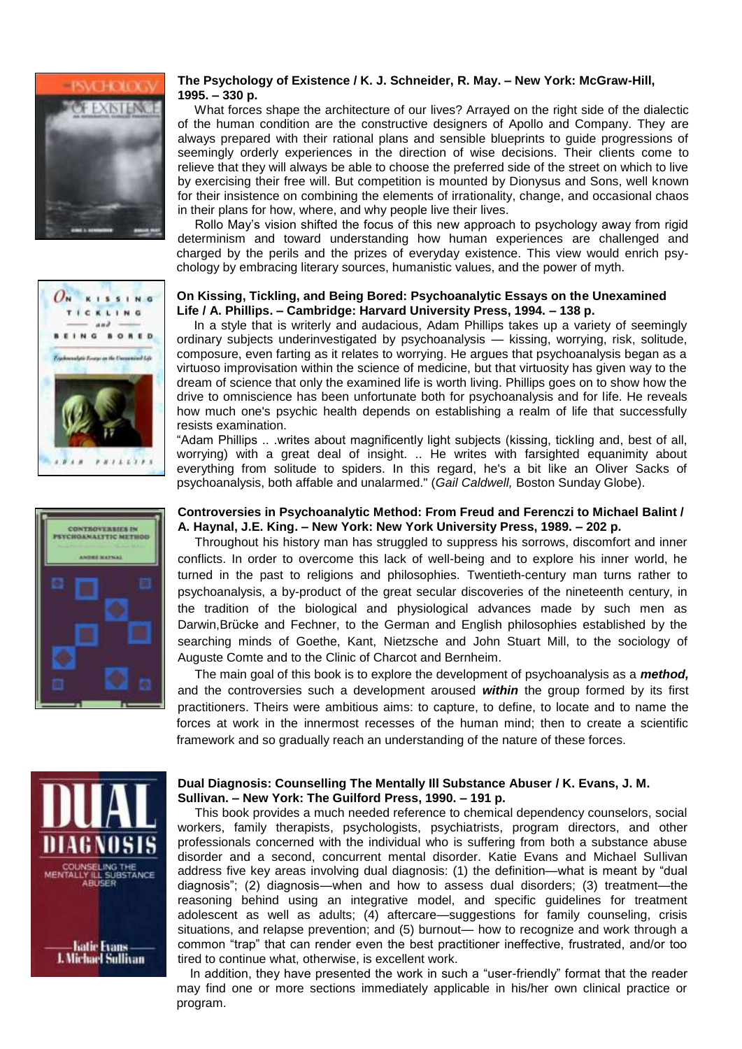**The Psychology of Existence / K. J. Schneider, R. May. – New York: McGraw-Hill, 1995. – 330 p.**

What forces shape the architecture of our lives? Arrayed on the right side of the dialectic of the human condition are the constructive designers of Apollo and Company. They are always prepared with their rational plans and sensible blueprints to guide progressions of seemingly orderly experiences in the direction of wise decisions. Their clients come to relieve that they will always be able to choose the preferred side of the street on which to live by exercising their free will. But competition is mounted by Dionysus and Sons, well known for their insistence on combining the elements of irrationality, change, and occasional chaos in their plans for how, where, and why people live their lives.

Rollo May's vision shifted the focus of this new approach to psychology away from rigid determinism and toward understanding how human experiences are challenged and charged by the perils and the prizes of everyday existence. This view would enrich psychology by embracing literary sources, humanistic values, and the power of myth.

**On Kissing, Tickling, and Being Bored: Psychoanalytic Essays on the Unexamined Life / A. Phillips. – Cambridge: Harvard University Press, 1994. – 138 p.**

In a style that is writerly and audacious, Adam Phillips takes up a variety of seemingly ordinary subjects underinvestigated by psychoanalysis — kissing, worrying, risk, solitude, composure, even farting as it relates to worrying. He argues that psychoanalysis began as a virtuoso improvisation within the science of medicine, but that virtuosity has given way to the dream of science that only the examined life is worth living. Phillips goes on to show how the drive to omniscience has been unfortunate both for psychoanalysis and for life. He reveals how much one's psychic health depends on establishing a realm of life that successfully resists examination.

"Adam Phillips .. .writes about magnificently light subjects (kissing, tickling and, best of all, worrying) with a great deal of insight. .. He writes with farsighted equanimity about everything from solitude to spiders. In this regard, he's a bit like an Oliver Sacks of psychoanalysis, both affable and unalarmed." (*Gail Caldwell,* Boston Sunday Globe).

**Controversies in Psychoanalytic Method: From Freud and Ferenczi to Michael Balint / A. Haynal, J.E. King. – New York: New York University Press, 1989. – 202 p.**

Throughout his history man has struggled to suppress his sorrows, discomfort and inner conflicts. In order to overcome this lack of well-being and to explore his inner world, he turned in the past to religions and philosophies. Twentieth-century man turns rather to psychoanalysis, a by-product of the great secular discoveries of the nineteenth century, in the tradition of the biological and physiological advances made by such men as Darwin,Brücke and Fechner, to the German and English philosophies established by the searching minds of Goethe, Kant, Nietzsche and John Stuart Mill, to the sociology of Auguste Comte and to the Clinic of Charcot and Bernheim.

The main goal of this book is to explore the development of psychoanalysis as a ***method,*** and the controversies such a development aroused ***within*** the group formed by its first practitioners. Theirs were ambitious aims: to capture, to define, to locate and to name the forces at work in the innermost recesses of the human mind; then to create a scientific framework and so gradually reach an understanding of the nature of these forces.

**Dual Diagnosis: Counselling The Mentally Ill Substance Abuser / K. Evans, J. M. Sullivan. – New York: The Guilford Press, 1990. – 191 p.**

This book provides a much needed reference to chemical dependency counselors, social workers, family therapists, psychologists, psychiatrists, program directors, and other professionals concerned with the individual who is suffering from both a substance abuse disorder and a second, concurrent mental disorder. Katie Evans and Michael Sullivan address five key areas involving dual diagnosis: (1) the definition—what is meant by "dual diagnosis"; (2) diagnosis—when and how to assess dual disorders; (3) treatment—the reasoning behind using an integrative model, and specific guidelines for treatment adolescent as well as adults; (4) aftercare—suggestions for family counseling, crisis situations, and relapse prevention; and (5) burnout— how to recognize and work through a common "trap" that can render even the best practitioner ineffective, frustrated, and/or too tired to continue what, otherwise, is excellent work.

In addition, they have presented the work in such a "user-friendly" format that the reader may find one or more sections immediately applicable in his/her own clinical practice or program.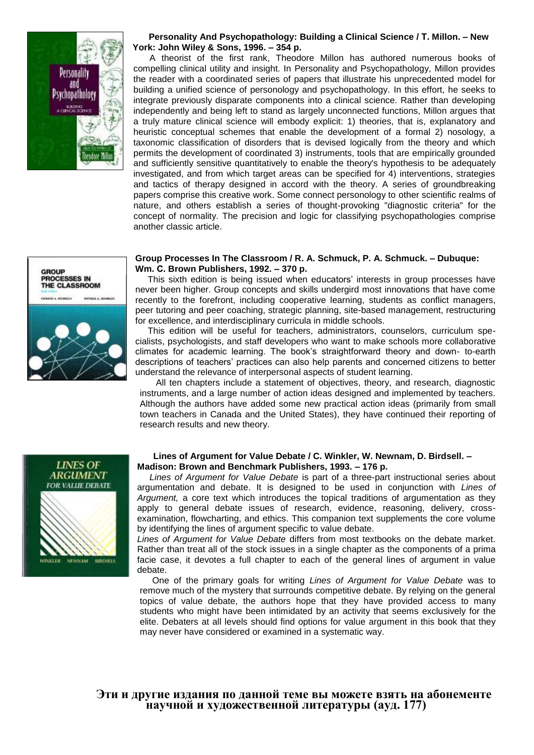**Personality And Psychopathology: Building a Clinical Science / T. Millon. – New York: John Wiley & Sons, 1996. – 354 p.**

A theorist of the first rank, Theodore Millon has authored numerous books of compelling clinical utility and insight. In Personality and Psychopathology, Millon provides the reader with a coordinated series of papers that illustrate his unprecedented model for building a unified science of personology and psychopathology. In this effort, he seeks to integrate previously disparate components into a clinical science. Rather than developing independently and being left to stand as largely unconnected functions, Millon argues that a truly mature clinical science will embody explicit: 1) theories, that is, explanatory and heuristic conceptual schemes that enable the development of a formal 2) nosology, a taxonomic classification of disorders that is devised logically from the theory and which permits the development of coordinated 3) instruments, tools that are empirically grounded and sufficiently sensitive quantitatively to enable the theory's hypothesis to be adequately investigated, and from which target areas can be specified for 4) interventions, strategies and tactics of therapy designed in accord with the theory. A series of groundbreaking papers comprise this creative work. Some connect personology to other scientific realms of nature, and others establish a series of thought-provoking "diagnostic criteria" for the concept of normality. The precision and logic for classifying psychopathologies comprise another classic article.

**Group Processes In The Classroom / R. A. Schmuck, P. A. Schmuck. – Dubuque: Wm. C. Brown Publishers, 1992. – 370 p.**

This sixth edition is being issued when educators' interests in group processes have never been higher. Group concepts and skills undergird most innovations that have come recently to the forefront, including cooperative learning, students as conflict managers, peer tutoring and peer coaching, strategic planning, site-based management, restructuring for excellence, and interdisciplinary curricula in middle schools.

This edition will be useful for teachers, administrators, counselors, curriculum specialists, psychologists, and staff developers who want to make schools more collaborative climates for academic learning. The book's straightforward theory and down- to-earth descriptions of teachers' practices can also help parents and concerned citizens to better understand the relevance of interpersonal aspects of student learning.

All ten chapters include a statement of objectives, theory, and research, diagnostic instruments, and a large number of action ideas designed and implemented by teachers. Although the authors have added some new practical action ideas (primarily from small town teachers in Canada and the United States), they have continued their reporting of research results and new theory.

**Lines of Argument for Value Debate / C. Winkler, W. Newnam, D. Birdsell. – Madison: Brown and Benchmark Publishers, 1993. – 176 p.**

*Lines of Argument for Value Debate* is part of a three-part instructional series about argumentation and debate. It is designed to be used in conjunction with *Lines of Argument,* a core text which introduces the topical traditions of argumentation as they apply to general debate issues of research, evidence, reasoning, delivery, cross-examination, flowcharting, and ethics. This companion text supplements the core volume by identifying the lines of argument specific to value debate.

*Lines of Argument for Value Debate* differs from most textbooks on the debate market. Rather than treat all of the stock issues in a single chapter as the components of a prima facie case, it devotes a full chapter to each of the general lines of argument in value debate.

One of the primary goals for writing *Lines of Argument for Value Debate* was to remove much of the mystery that surrounds competitive debate. By relying on the general topics of value debate, the authors hope that they have provided access to many students who might have been intimidated by an activity that seems exclusively for the elite. Debaters at all levels should find options for value argument in this book that they may never have considered or examined in a systematic way.

**Эти и другие издания по данной теме вы можете взять на абонементе научной и художественной литературы (ауд. 177)**